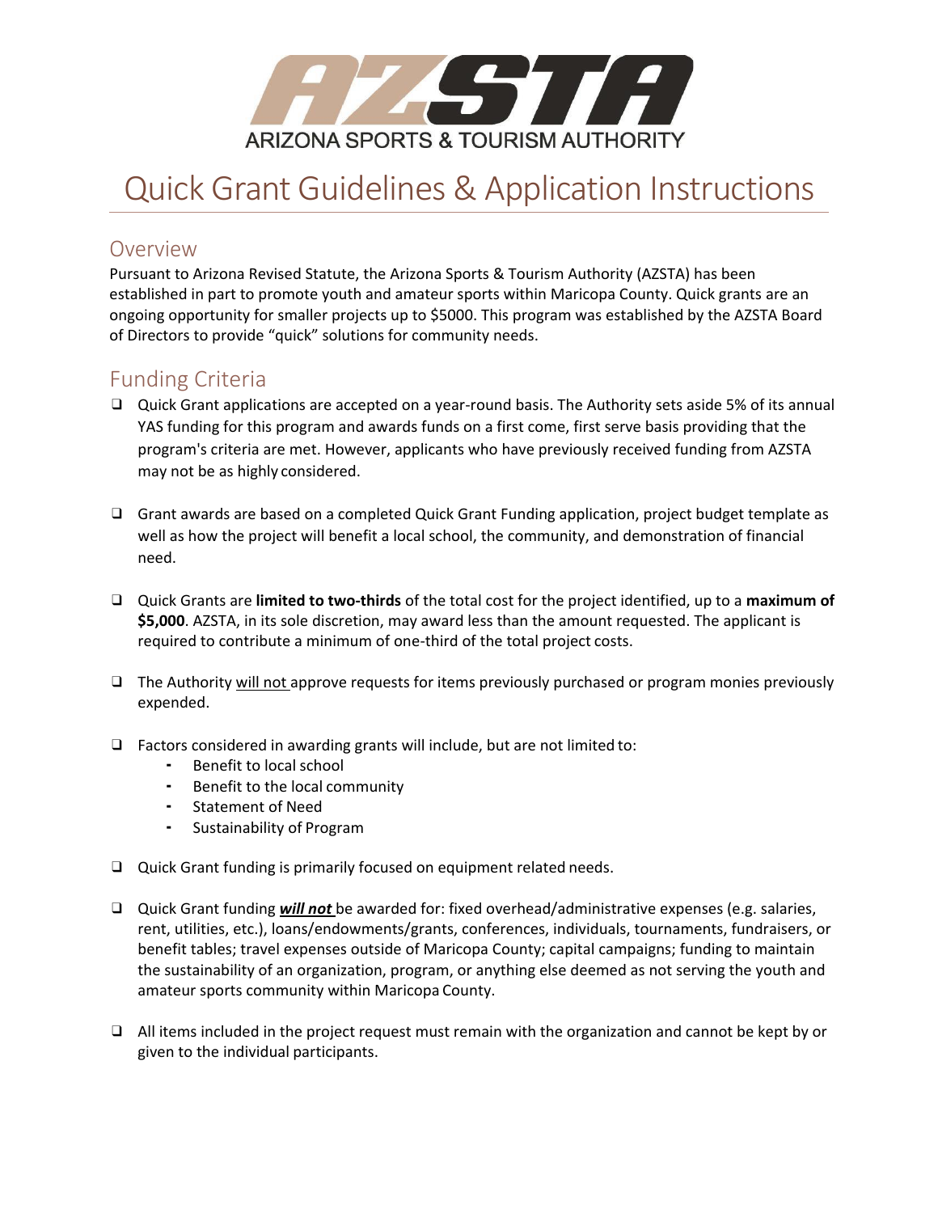AZSTA

ARIZONA SPORTS & TOURISM AUTHORITY

# Quick Grant Guidelines & Application Instructions

## Overview

Pursuant to Arizona Revised Statute, the Arizona Sports & Tourism Authority (AZSTA) has been established in part to promote youth and amateur sports within Maricopa County. Quick grants are an ongoing opportunity for smaller projects up to $5000. This program was established by the AZSTA Board of Directors to provide "quick" solutions for community needs.

## Funding Criteria

- Quick Grant applications are accepted on a year-round basis. The Authority sets aside 5% of its annual YAS funding for this program and awards funds on a first come, first serve basis providing that the program's criteria are met. However, applicants who have previously received funding from AZSTA may not be as highly considered.

- Grant awards are based on a completed Quick Grant Funding application, project budget template as well as how the project will benefit a local school, the community, and demonstration of financial need.

- Quick Grants are **limited to two-thirds** of the total cost for the project identified, up to a **maximum of $5,000**. AZSTA, in its sole discretion, may award less than the amount requested. The applicant is required to contribute a minimum of one-third of the total project costs.

- The Authority will not approve requests for items previously purchased or program monies previously expended.

- Factors considered in awarding grants will include, but are not limited to:
  - Benefit to local school
  - Benefit to the local community
  - Statement of Need
  - Sustainability of Program

- Quick Grant funding is primarily focused on equipment related needs.

- Quick Grant funding ***will not*** be awarded for: fixed overhead/administrative expenses (e.g. salaries, rent, utilities, etc.), loans/endowments/grants, conferences, individuals, tournaments, fundraisers, or benefit tables; travel expenses outside of Maricopa County; capital campaigns; funding to maintain the sustainability of an organization, program, or anything else deemed as not serving the youth and amateur sports community within Maricopa County.

- All items included in the project request must remain with the organization and cannot be kept by or given to the individual participants.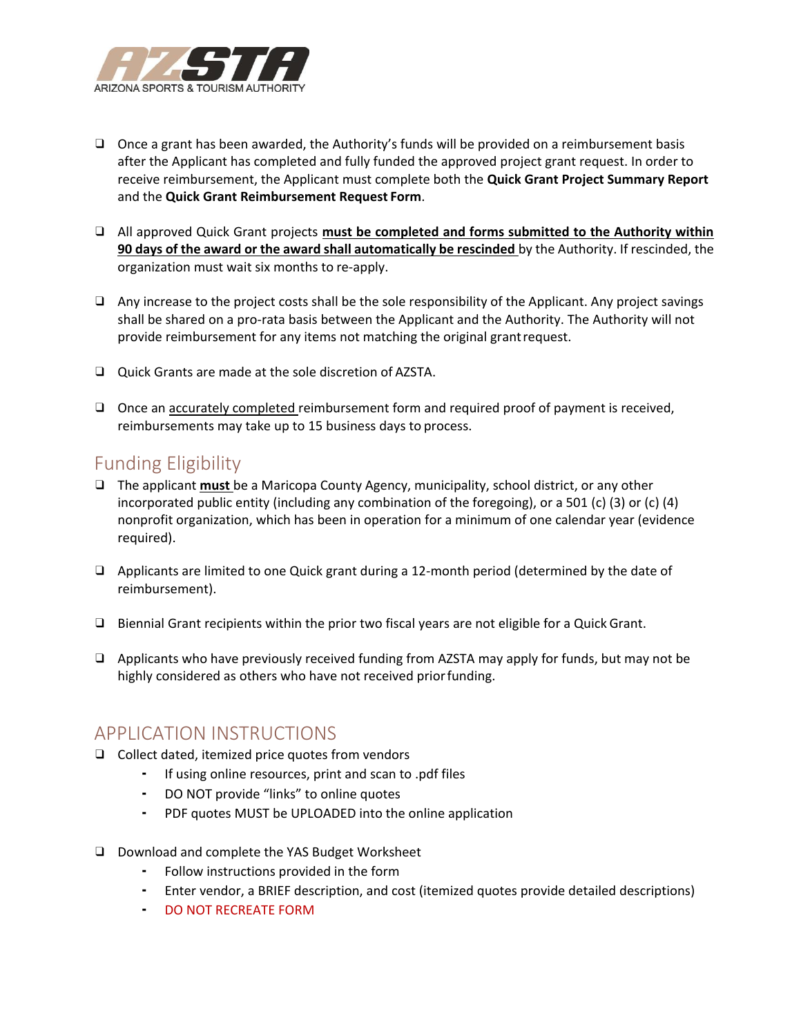- ❑ Once a grant has been awarded, the Authority's funds will be provided on a reimbursement basis after the Applicant has completed and fully funded the approved project grant request. In order to receive reimbursement, the Applicant must complete both the **Quick Grant Project Summary Report** and the **Quick Grant Reimbursement Request Form**.

- ❑ All approved Quick Grant projects **must be completed and forms submitted to the Authority within 90 days of the award or the award shall automatically be rescinded** by the Authority. If rescinded, the organization must wait six months to re-apply.

- ❑ Any increase to the project costs shall be the sole responsibility of the Applicant. Any project savings shall be shared on a pro-rata basis between the Applicant and the Authority. The Authority will not provide reimbursement for any items not matching the original grant request.

- ❑ Quick Grants are made at the sole discretion of AZSTA.

- ❑ Once an accurately completed reimbursement form and required proof of payment is received, reimbursements may take up to 15 business days to process.

## Funding Eligibility

- ❑ The applicant **must** be a Maricopa County Agency, municipality, school district, or any other incorporated public entity (including any combination of the foregoing), or a 501 (c) (3) or (c) (4) nonprofit organization, which has been in operation for a minimum of one calendar year (evidence required).

- ❑ Applicants are limited to one Quick grant during a 12-month period (determined by the date of reimbursement).

- ❑ Biennial Grant recipients within the prior two fiscal years are not eligible for a Quick Grant.

- ❑ Applicants who have previously received funding from AZSTA may apply for funds, but may not be highly considered as others who have not received prior funding.

## APPLICATION INSTRUCTIONS

- ❑ Collect dated, itemized price quotes from vendors
  - If using online resources, print and scan to .pdf files
  - DO NOT provide "links" to online quotes
  - PDF quotes MUST be UPLOADED into the online application

- ❑ Download and complete the YAS Budget Worksheet
  - Follow instructions provided in the form
  - Enter vendor, a BRIEF description, and cost (itemized quotes provide detailed descriptions)
  - DO NOT RECREATE FORM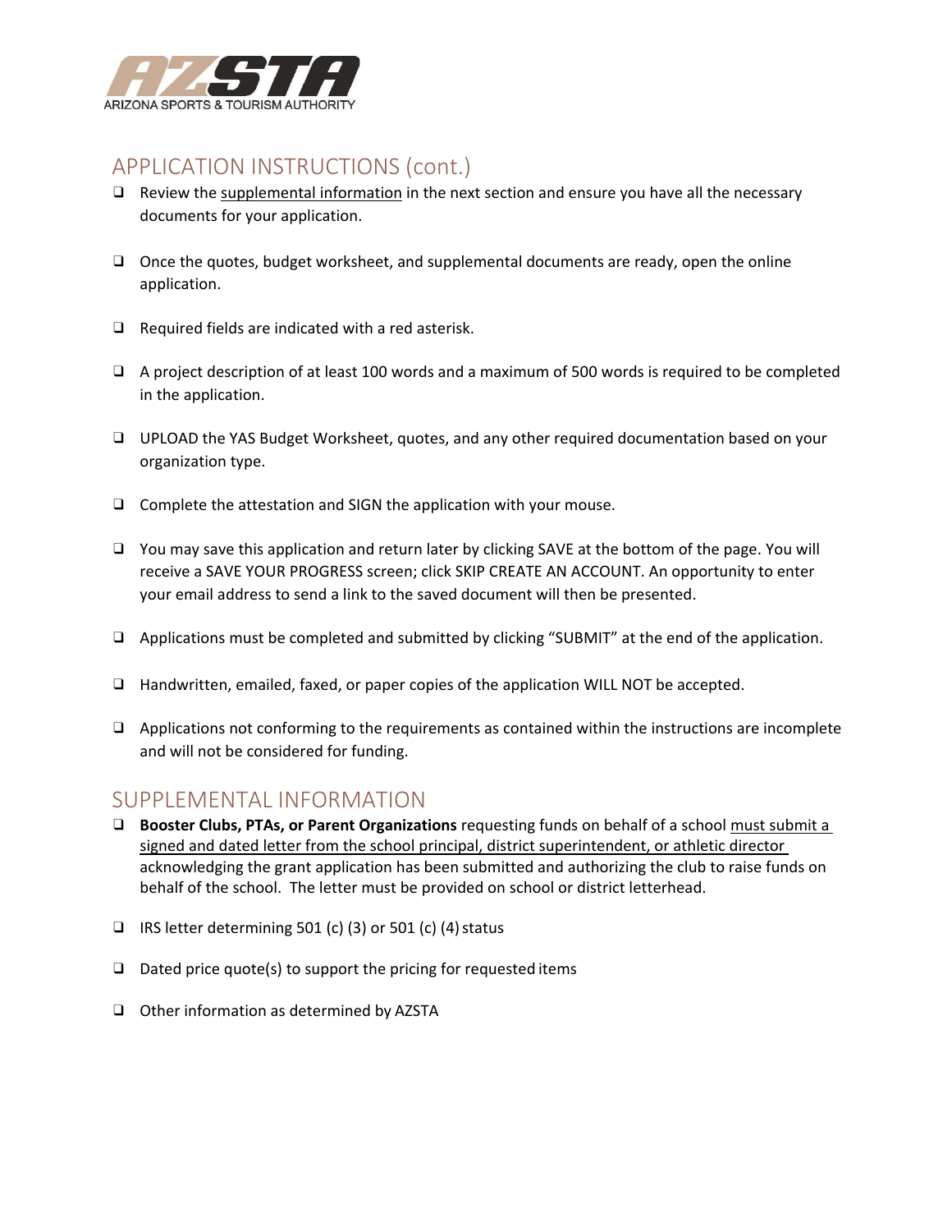## APPLICATION INSTRUCTIONS (cont.)

- Review the supplemental information in the next section and ensure you have all the necessary documents for your application.
- Once the quotes, budget worksheet, and supplemental documents are ready, open the online application.
- Required fields are indicated with a red asterisk.
- A project description of at least 100 words and a maximum of 500 words is required to be completed in the application.
- UPLOAD the YAS Budget Worksheet, quotes, and any other required documentation based on your organization type.
- Complete the attestation and SIGN the application with your mouse.
- You may save this application and return later by clicking SAVE at the bottom of the page. You will receive a SAVE YOUR PROGRESS screen; click SKIP CREATE AN ACCOUNT. An opportunity to enter your email address to send a link to the saved document will then be presented.
- Applications must be completed and submitted by clicking "SUBMIT" at the end of the application.
- Handwritten, emailed, faxed, or paper copies of the application WILL NOT be accepted.
- Applications not conforming to the requirements as contained within the instructions are incomplete and will not be considered for funding.

## SUPPLEMENTAL INFORMATION

- **Booster Clubs, PTAs, or Parent Organizations** requesting funds on behalf of a school must submit a signed and dated letter from the school principal, district superintendent, or athletic director acknowledging the grant application has been submitted and authorizing the club to raise funds on behalf of the school. The letter must be provided on school or district letterhead.
- IRS letter determining 501 (c) (3) or 501 (c) (4) status
- Dated price quote(s) to support the pricing for requested items
- Other information as determined by AZSTA